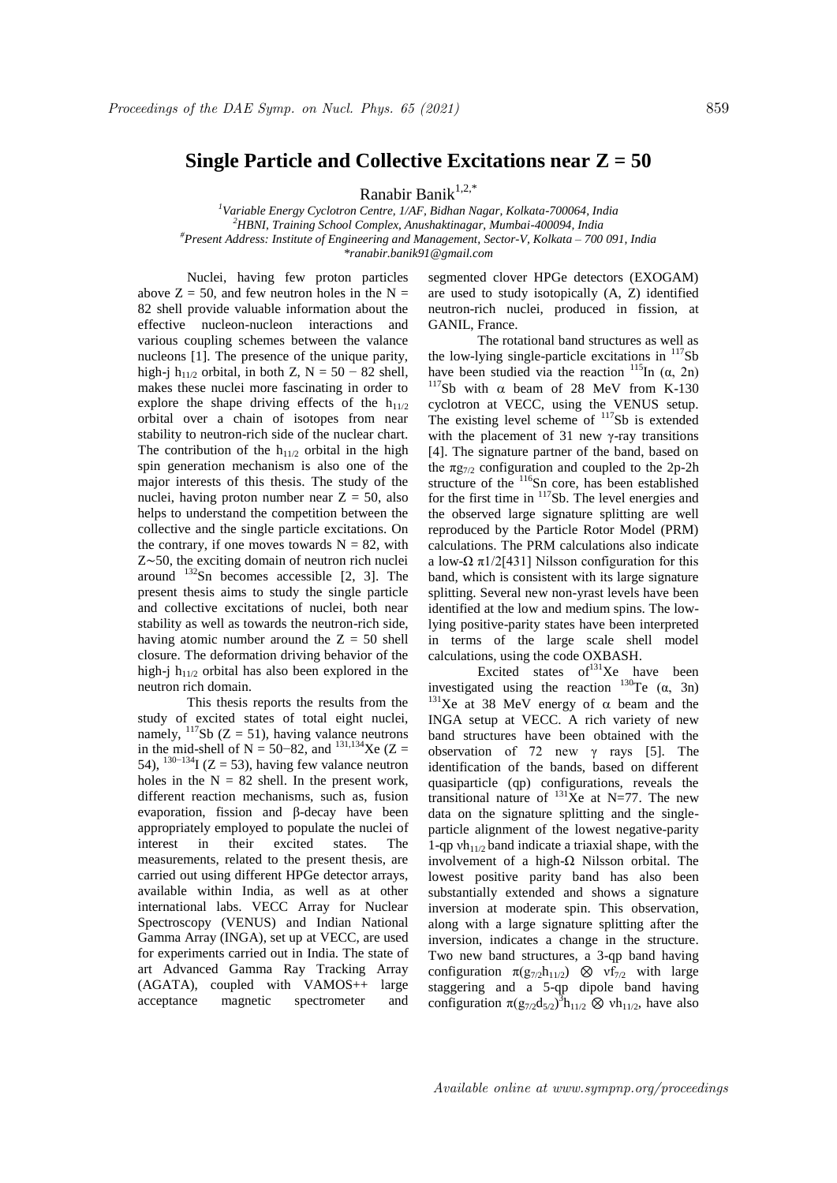# Single Particle and Collective Excitations near Z = 50

Ranabir Banik[1,2,*]

[1]*Variable Energy Cyclotron Centre, 1/AF, Bidhan Nagar, Kolkata-700064, India*
[2]*HBNI, Training School Complex, Anushaktinagar, Mumbai-400094, India*
[#]*Present Address: Institute of Engineering and Management, Sector-V, Kolkata – 700 091, India*
*\*ranabir.banik91@gmail.com*

Nuclei, having few proton particles above Z = 50, and few neutron holes in the N = 82 shell provide valuable information about the effective nucleon-nucleon interactions and various coupling schemes between the valance nucleons [1]. The presence of the unique parity, high-j $h_{11/2}$ orbital, in both Z, N = 50 − 82 shell, makes these nuclei more fascinating in order to explore the shape driving effects of the $h_{11/2}$ orbital over a chain of isotopes from near stability to neutron-rich side of the nuclear chart. The contribution of the $h_{11/2}$ orbital in the high spin generation mechanism is also one of the major interests of this thesis. The study of the nuclei, having proton number near Z = 50, also helps to understand the competition between the collective and the single particle excitations. On the contrary, if one moves towards N = 82, with Z∼50, the exciting domain of neutron rich nuclei around $^{132}$Sn becomes accessible [2, 3]. The present thesis aims to study the single particle and collective excitations of nuclei, both near stability as well as towards the neutron-rich side, having atomic number around the Z = 50 shell closure. The deformation driving behavior of the high-j $h_{11/2}$ orbital has also been explored in the neutron rich domain.

This thesis reports the results from the study of excited states of total eight nuclei, namely, $^{117}$Sb (Z = 51), having valance neutrons in the mid-shell of N = 50−82, and $^{131,134}$Xe (Z = 54), $^{130-134}$I (Z = 53), having few valance neutron holes in the N = 82 shell. In the present work, different reaction mechanisms, such as, fusion evaporation, fission and β-decay have been appropriately employed to populate the nuclei of interest in their excited states. The measurements, related to the present thesis, are carried out using different HPGe detector arrays, available within India, as well as at other international labs. VECC Array for Nuclear Spectroscopy (VENUS) and Indian National Gamma Array (INGA), set up at VECC, are used for experiments carried out in India. The state of art Advanced Gamma Ray Tracking Array (AGATA), coupled with VAMOS++ large acceptance magnetic spectrometer and segmented clover HPGe detectors (EXOGAM) are used to study isotopically (A, Z) identified neutron-rich nuclei, produced in fission, at GANIL, France.

The rotational band structures as well as the low-lying single-particle excitations in $^{117}$Sb have been studied via the reaction $^{115}$In (α, 2n) $^{117}$Sb with α beam of 28 MeV from K-130 cyclotron at VECC, using the VENUS setup. The existing level scheme of $^{117}$Sb is extended with the placement of 31 new γ-ray transitions [4]. The signature partner of the band, based on the $\pi g_{7/2}$ configuration and coupled to the 2p-2h structure of the $^{116}$Sn core, has been established for the first time in $^{117}$Sb. The level energies and the observed large signature splitting are well reproduced by the Particle Rotor Model (PRM) calculations. The PRM calculations also indicate a low-Ω π1/2[431] Nilsson configuration for this band, which is consistent with its large signature splitting. Several new non-yrast levels have been identified at the low and medium spins. The low-lying positive-parity states have been interpreted in terms of the large scale shell model calculations, using the code OXBASH.

Excited states of $^{131}$Xe have been investigated using the reaction $^{130}$Te (α, 3n) $^{131}$Xe at 38 MeV energy of α beam and the INGA setup at VECC. A rich variety of new band structures have been obtained with the observation of 72 new γ rays [5]. The identification of the bands, based on different quasiparticle (qp) configurations, reveals the transitional nature of $^{131}$Xe at N=77. The new data on the signature splitting and the single-particle alignment of the lowest negative-parity 1-qp $\nu h_{11/2}$ band indicate a triaxial shape, with the involvement of a high-Ω Nilsson orbital. The lowest positive parity band has also been substantially extended and shows a signature inversion at moderate spin. This observation, along with a large signature splitting after the inversion, indicates a change in the structure. Two new band structures, a 3-qp band having configuration $\pi(g_{7/2}h_{11/2}) \otimes \nu f_{7/2}$ with large staggering and a 5-qp dipole band having configuration $\pi(g_{7/2}d_{5/2})^3 h_{11/2} \otimes \nu h_{11/2}$, have also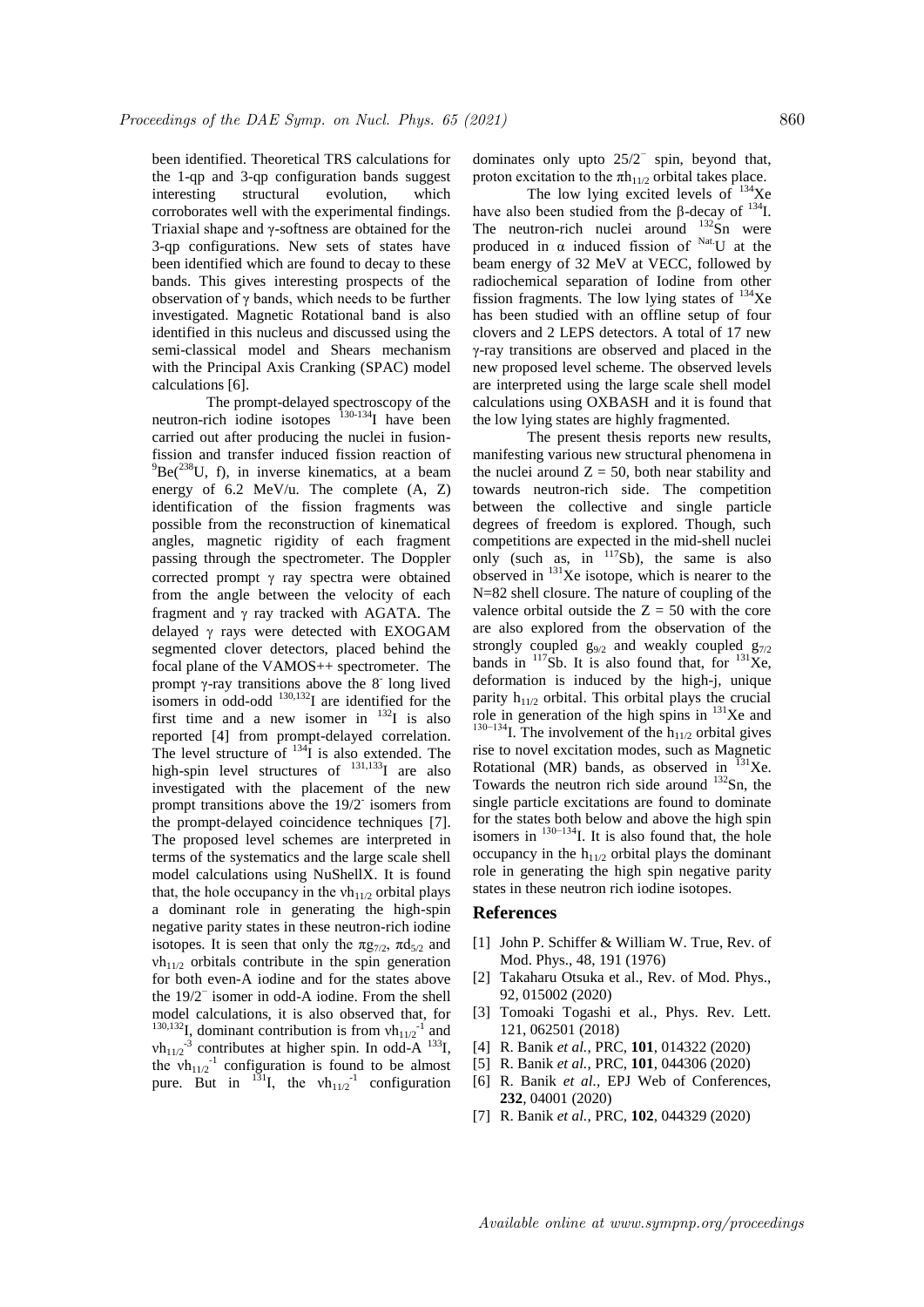been identified. Theoretical TRS calculations for the 1-qp and 3-qp configuration bands suggest interesting structural evolution, which corroborates well with the experimental findings. Triaxial shape and γ-softness are obtained for the 3-qp configurations. New sets of states have been identified which are found to decay to these bands. This gives interesting prospects of the observation of γ bands, which needs to be further investigated. Magnetic Rotational band is also identified in this nucleus and discussed using the semi-classical model and Shears mechanism with the Principal Axis Cranking (SPAC) model calculations [6].

The prompt-delayed spectroscopy of the neutron-rich iodine isotopes $^{130-134}$I have been carried out after producing the nuclei in fusion-fission and transfer induced fission reaction of $^{9}$Be($^{238}$U, f), in inverse kinematics, at a beam energy of 6.2 MeV/u. The complete (A, Z) identification of the fission fragments was possible from the reconstruction of kinematical angles, magnetic rigidity of each fragment passing through the spectrometer. The Doppler corrected prompt γ ray spectra were obtained from the angle between the velocity of each fragment and γ ray tracked with AGATA. The delayed γ rays were detected with EXOGAM segmented clover detectors, placed behind the focal plane of the VAMOS++ spectrometer. The prompt γ-ray transitions above the $8^{-}$ long lived isomers in odd-odd $^{130,132}$I are identified for the first time and a new isomer in $^{132}$I is also reported [4] from prompt-delayed correlation. The level structure of $^{134}$I is also extended. The high-spin level structures of $^{131,133}$I are also investigated with the placement of the new prompt transitions above the $19/2^{-}$ isomers from the prompt-delayed coincidence techniques [7]. The proposed level schemes are interpreted in terms of the systematics and the large scale shell model calculations using NuShellX. It is found that, the hole occupancy in the $\nu h_{11/2}$ orbital plays a dominant role in generating the high-spin negative parity states in these neutron-rich iodine isotopes. It is seen that only the $\pi g_{7/2}$, $\pi d_{5/2}$ and $\nu h_{11/2}$ orbitals contribute in the spin generation for both even-A iodine and for the states above the $19/2^{-}$ isomer in odd-A iodine. From the shell model calculations, it is also observed that, for $^{130,132}$I, dominant contribution is from $\nu h_{11/2}^{-1}$ and $\nu h_{11/2}^{-3}$ contributes at higher spin. In odd-A $^{133}$I, the $\nu h_{11/2}^{-1}$ configuration is found to be almost pure. But in $^{131}$I, the $\nu h_{11/2}^{-1}$ configuration dominates only upto $25/2^{-}$ spin, beyond that, proton excitation to the $\pi h_{11/2}$ orbital takes place.

The low lying excited levels of $^{134}$Xe have also been studied from the β-decay of $^{134}$I. The neutron-rich nuclei around $^{132}$Sn were produced in α induced fission of $^{Nat.}$U at the beam energy of 32 MeV at VECC, followed by radiochemical separation of Iodine from other fission fragments. The low lying states of $^{134}$Xe has been studied with an offline setup of four clovers and 2 LEPS detectors. A total of 17 new γ-ray transitions are observed and placed in the new proposed level scheme. The observed levels are interpreted using the large scale shell model calculations using OXBASH and it is found that the low lying states are highly fragmented.

The present thesis reports new results, manifesting various new structural phenomena in the nuclei around Z = 50, both near stability and towards neutron-rich side. The competition between the collective and single particle degrees of freedom is explored. Though, such competitions are expected in the mid-shell nuclei only (such as, in $^{117}$Sb), the same is also observed in $^{131}$Xe isotope, which is nearer to the N=82 shell closure. The nature of coupling of the valence orbital outside the Z = 50 with the core are also explored from the observation of the strongly coupled $g_{9/2}$ and weakly coupled $g_{7/2}$ bands in $^{117}$Sb. It is also found that, for $^{131}$Xe, deformation is induced by the high-j, unique parity $h_{11/2}$ orbital. This orbital plays the crucial role in generation of the high spins in $^{131}$Xe and $^{130-134}$I. The involvement of the $h_{11/2}$ orbital gives rise to novel excitation modes, such as Magnetic Rotational (MR) bands, as observed in $^{131}$Xe. Towards the neutron rich side around $^{132}$Sn, the single particle excitations are found to dominate for the states both below and above the high spin isomers in $^{130-134}$I. It is also found that, the hole occupancy in the $h_{11/2}$ orbital plays the dominant role in generating the high spin negative parity states in these neutron rich iodine isotopes.

## References

[1] John P. Schiffer & William W. True, Rev. of Mod. Phys., 48, 191 (1976)

[2] Takaharu Otsuka et al., Rev. of Mod. Phys., 92, 015002 (2020)

[3] Tomoaki Togashi et al., Phys. Rev. Lett. 121, 062501 (2018)

[4] R. Banik *et al.*, PRC, **101**, 014322 (2020)

[5] R. Banik *et al.*, PRC, **101**, 044306 (2020)

[6] R. Banik *et al.*, EPJ Web of Conferences, **232**, 04001 (2020)

[7] R. Banik *et al.*, PRC, **102**, 044329 (2020)